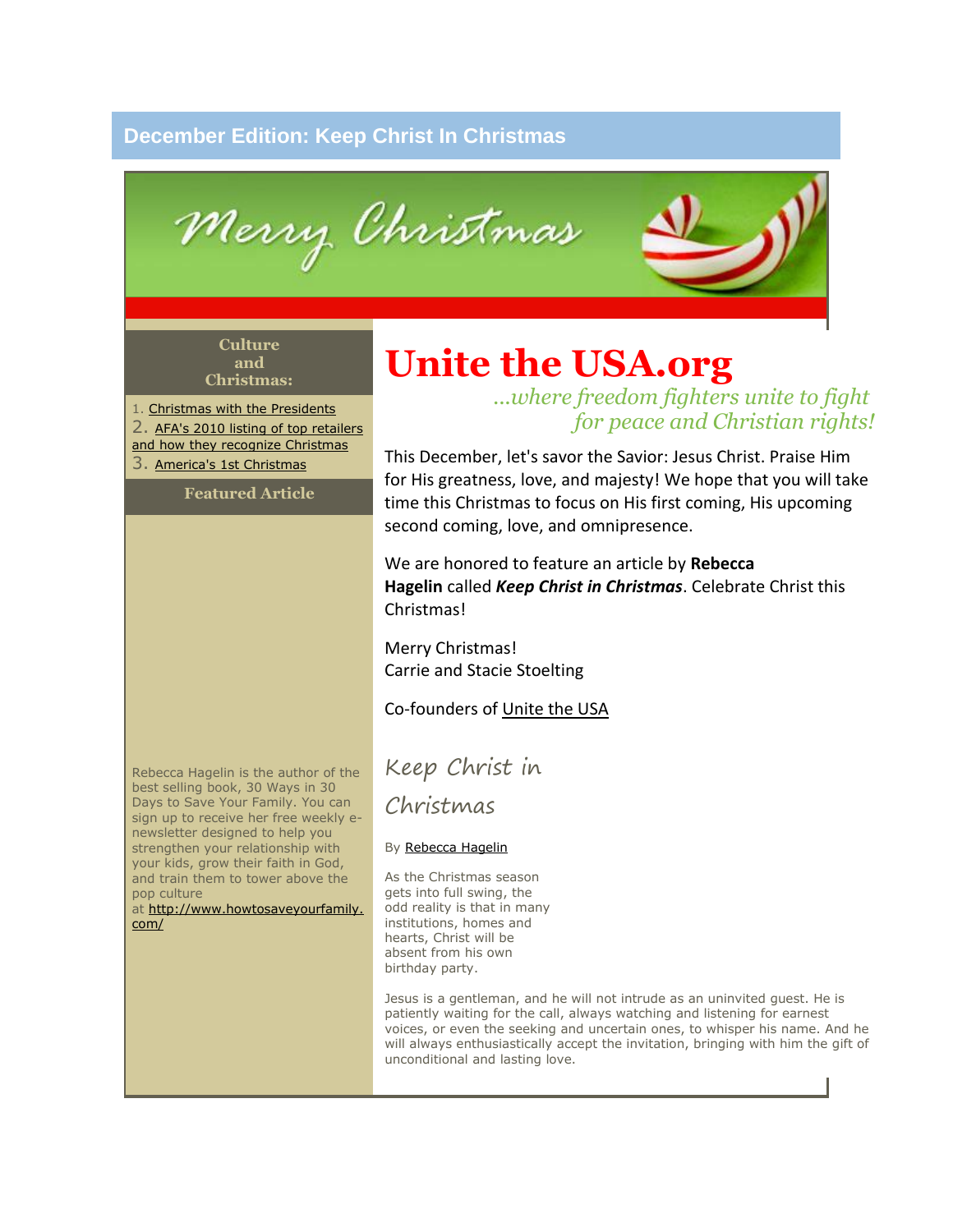# December Edition: Keep Christ In Christmas

Merry Christmas

**Culture and Christmas:**

1. Christmas with the Presidents
2. AFA's 2010 listing of top retailers and how they recognize Christmas
3. America's 1st Christmas

**Featured Article**

Rebecca Hagelin is the author of the best selling book, 30 Ways in 30 Days to Save Your Family. You can sign up to receive her free weekly e-newsletter designed to help you strengthen your relationship with your kids, grow their faith in God, and train them to tower above the pop culture at http://www.howtosaveyourfamily.com/

# Unite the USA.org

*...where freedom fighters unite to fight for peace and Christian rights!*

This December, let's savor the Savior: Jesus Christ. Praise Him for His greatness, love, and majesty! We hope that you will take time this Christmas to focus on His first coming, His upcoming second coming, love, and omnipresence.

We are honored to feature an article by **Rebecca Hagelin** called ***Keep Christ in Christmas***. Celebrate Christ this Christmas!

Merry Christmas!
Carrie and Stacie Stoelting

Co-founders of Unite the USA

## Keep Christ in Christmas

By Rebecca Hagelin

As the Christmas season gets into full swing, the odd reality is that in many institutions, homes and hearts, Christ will be absent from his own birthday party.

Jesus is a gentleman, and he will not intrude as an uninvited guest. He is patiently waiting for the call, always watching and listening for earnest voices, or even the seeking and uncertain ones, to whisper his name. And he will always enthusiastically accept the invitation, bringing with him the gift of unconditional and lasting love.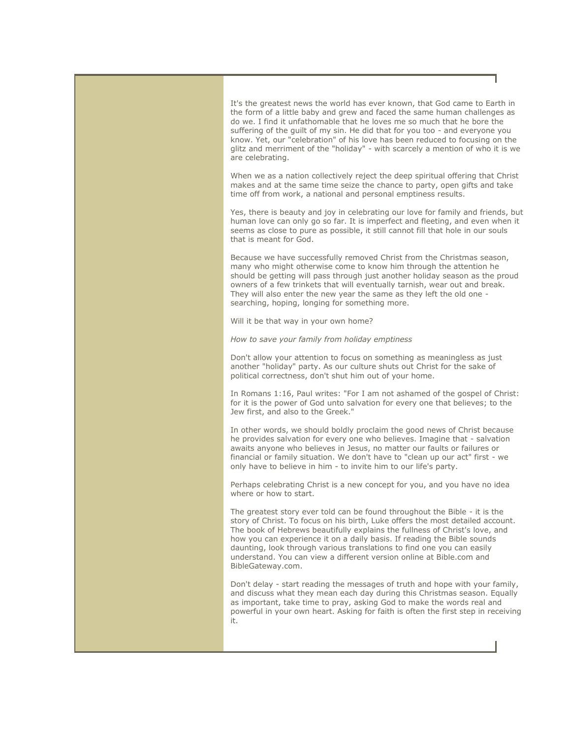It's the greatest news the world has ever known, that God came to Earth in the form of a little baby and grew and faced the same human challenges as do we. I find it unfathomable that he loves me so much that he bore the suffering of the guilt of my sin. He did that for you too - and everyone you know. Yet, our "celebration" of his love has been reduced to focusing on the glitz and merriment of the "holiday" - with scarcely a mention of who it is we are celebrating.

When we as a nation collectively reject the deep spiritual offering that Christ makes and at the same time seize the chance to party, open gifts and take time off from work, a national and personal emptiness results.

Yes, there is beauty and joy in celebrating our love for family and friends, but human love can only go so far. It is imperfect and fleeting, and even when it seems as close to pure as possible, it still cannot fill that hole in our souls that is meant for God.

Because we have successfully removed Christ from the Christmas season, many who might otherwise come to know him through the attention he should be getting will pass through just another holiday season as the proud owners of a few trinkets that will eventually tarnish, wear out and break. They will also enter the new year the same as they left the old one - searching, hoping, longing for something more.

Will it be that way in your own home?

*How to save your family from holiday emptiness*

Don't allow your attention to focus on something as meaningless as just another "holiday" party. As our culture shuts out Christ for the sake of political correctness, don't shut him out of your home.

In Romans 1:16, Paul writes: "For I am not ashamed of the gospel of Christ: for it is the power of God unto salvation for every one that believes; to the Jew first, and also to the Greek."

In other words, we should boldly proclaim the good news of Christ because he provides salvation for every one who believes. Imagine that - salvation awaits anyone who believes in Jesus, no matter our faults or failures or financial or family situation. We don't have to "clean up our act" first - we only have to believe in him - to invite him to our life's party.

Perhaps celebrating Christ is a new concept for you, and you have no idea where or how to start.

The greatest story ever told can be found throughout the Bible - it is the story of Christ. To focus on his birth, Luke offers the most detailed account. The book of Hebrews beautifully explains the fullness of Christ's love, and how you can experience it on a daily basis. If reading the Bible sounds daunting, look through various translations to find one you can easily understand. You can view a different version online at Bible.com and BibleGateway.com.

Don't delay - start reading the messages of truth and hope with your family, and discuss what they mean each day during this Christmas season. Equally as important, take time to pray, asking God to make the words real and powerful in your own heart. Asking for faith is often the first step in receiving it.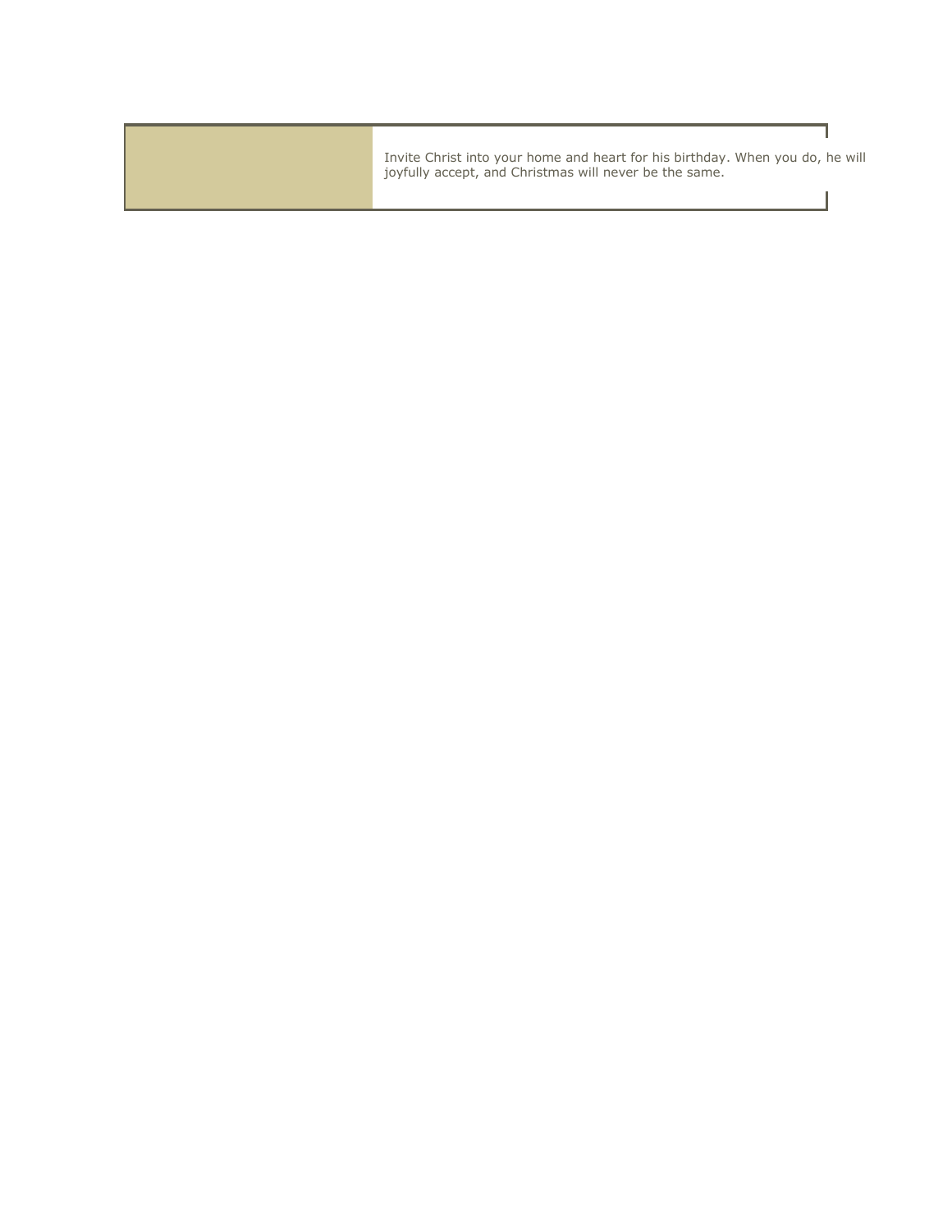Invite Christ into your home and heart for his birthday. When you do, he will joyfully accept, and Christmas will never be the same.